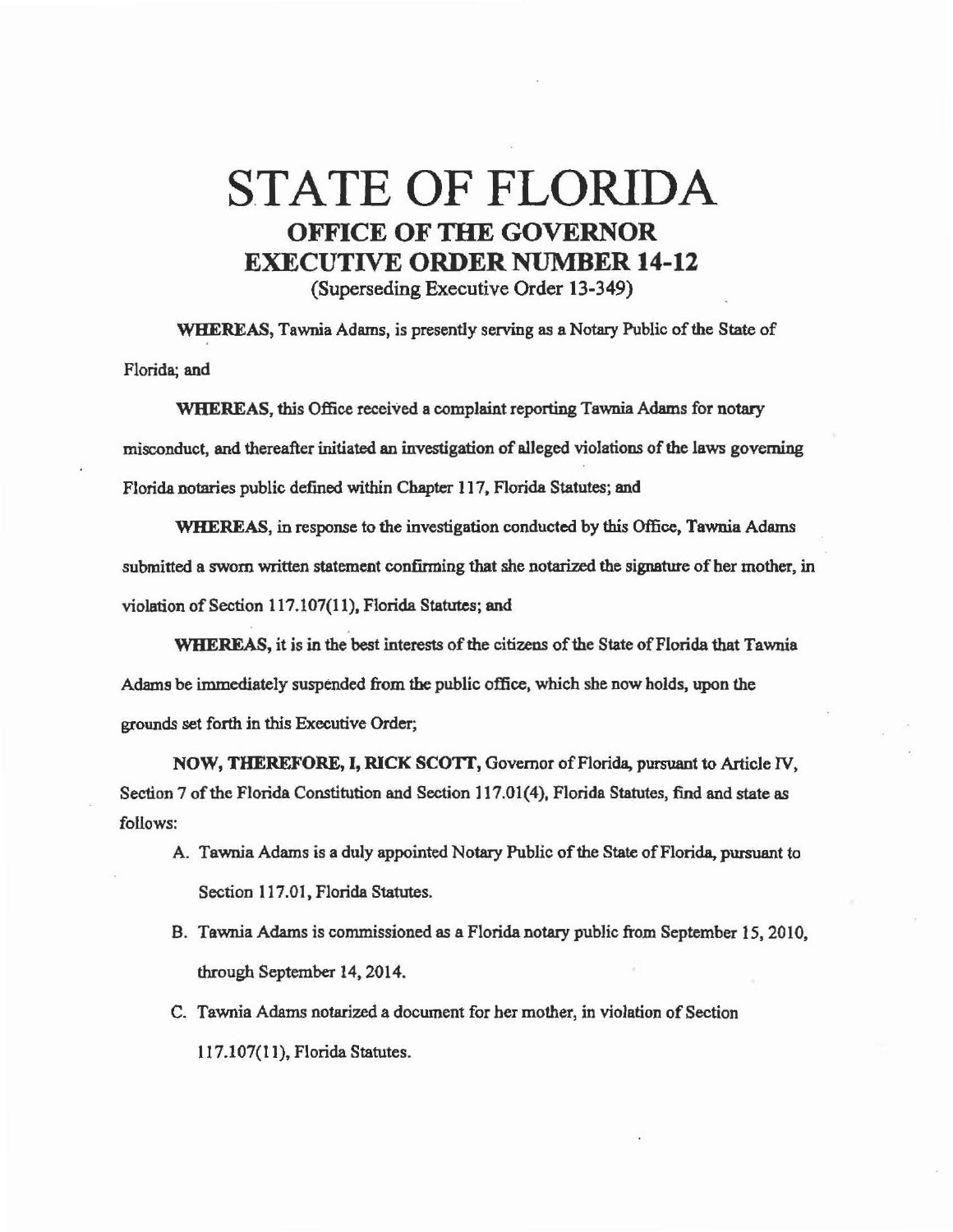# STATE OF FLORIDA

## OFFICE OF THE GOVERNOR

## EXECUTIVE ORDER NUMBER 14-12

(Superseding Executive Order 13-349)

**WHEREAS,** Tawnia Adams, is presently serving as a Notary Public of the State of Florida; and

**WHEREAS,** this Office received a complaint reporting Tawnia Adams for notary misconduct, and thereafter initiated an investigation of alleged violations of the laws governing Florida notaries public defined within Chapter 117, Florida Statutes; and

**WHEREAS,** in response to the investigation conducted by this Office, Tawnia Adams submitted a sworn written statement confirming that she notarized the signature of her mother, in violation of Section 117.107(11), Florida Statutes; and

**WHEREAS,** it is in the best interests of the citizens of the State of Florida that Tawnia Adams be immediately suspended from the public office, which she now holds, upon the grounds set forth in this Executive Order;

**NOW, THEREFORE, I, RICK SCOTT,** Governor of Florida, pursuant to Article IV, Section 7 of the Florida Constitution and Section 117.01(4), Florida Statutes, find and state as follows:

A. Tawnia Adams is a duly appointed Notary Public of the State of Florida, pursuant to Section 117.01, Florida Statutes.

B. Tawnia Adams is commissioned as a Florida notary public from September 15, 2010, through September 14, 2014.

C. Tawnia Adams notarized a document for her mother, in violation of Section 117.107(11), Florida Statutes.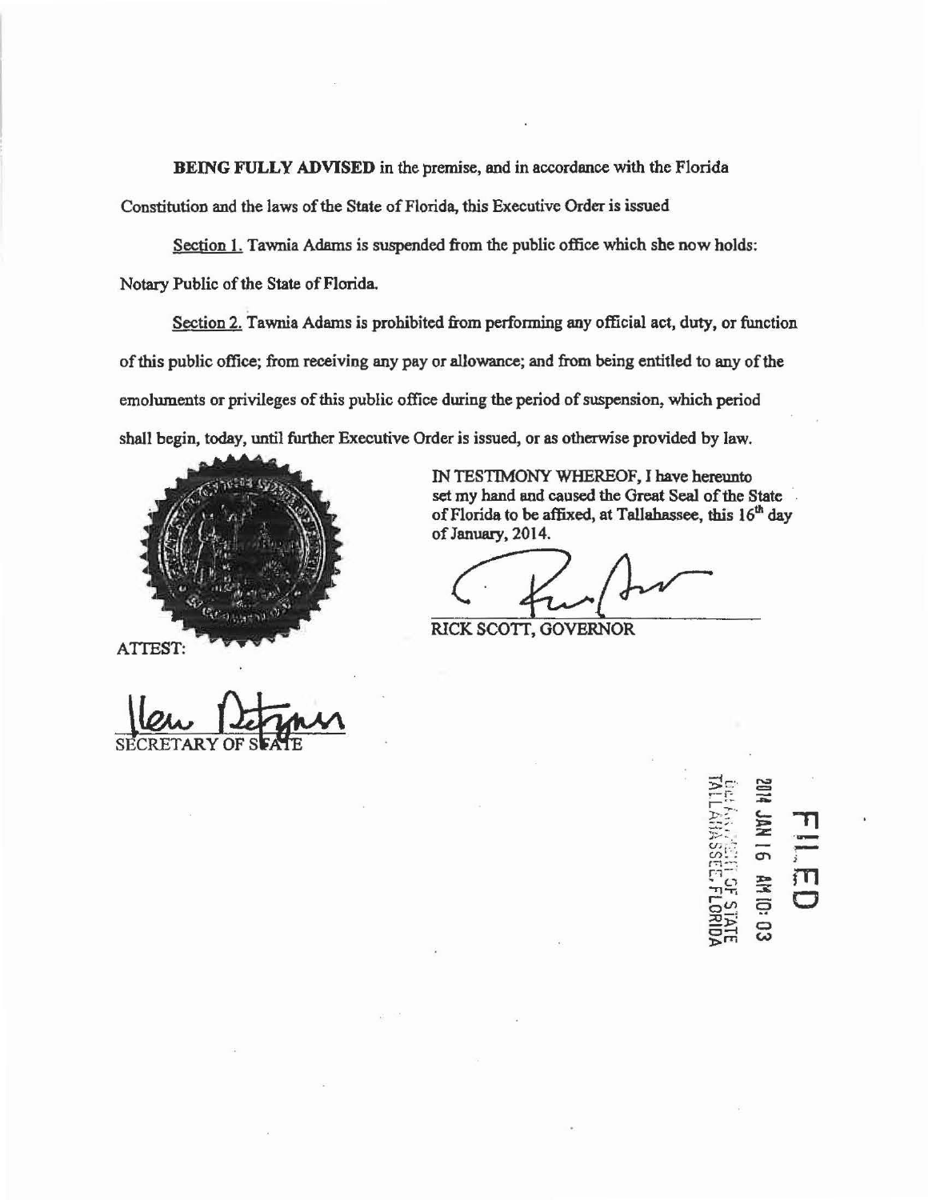**BEING FULLY ADVISED** in the premise, and in accordance with the Florida Constitution and the laws of the State of Florida, this Executive Order is issued

Section 1. Tawnia Adams is suspended from the public office which she now holds: Notary Public of the State of Florida.

Section 2. Tawnia Adams is prohibited from performing any official act, duty, or function of this public office; from receiving any pay or allowance; and from being entitled to any of the emoluments or privileges of this public office during the period of suspension, which period shall begin, today, until further Executive Order is issued, or as otherwise provided by law.

IN TESTIMONY WHEREOF, I have hereunto set my hand and caused the Great Seal of the State of Florida to be affixed, at Tallahassee, this 16th day of January, 2014.

RICK SCOTT, GOVERNOR

ATTEST:

SECRETARY OF STATE

FILED

2014 JAN 16 AM 10: 03

DEPARTMENT OF STATE
TALLAHASSEE, FLORIDA